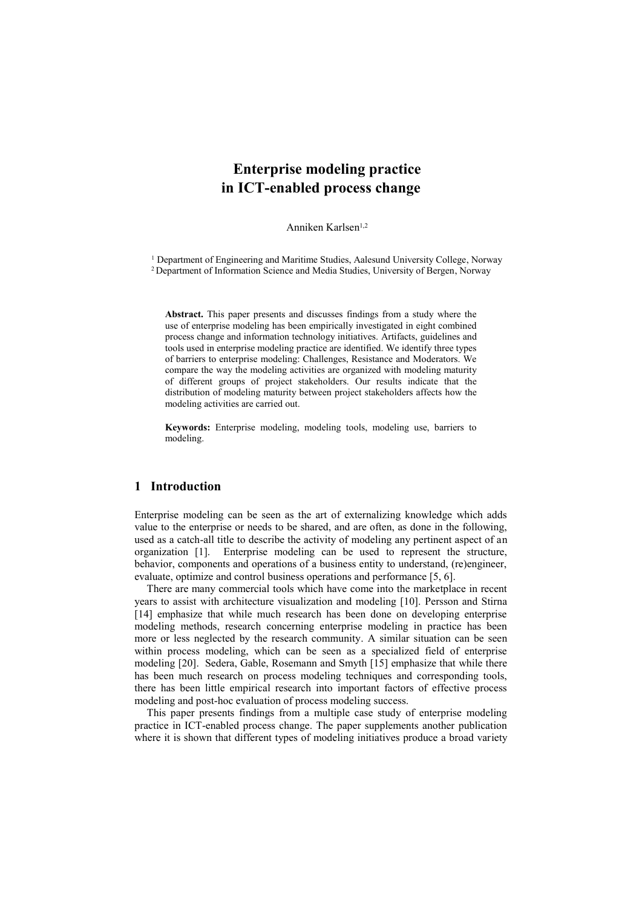# Enterprise modeling practice in ICT-enabled process change

Anniken Karlsen[1,2]

[1] Department of Engineering and Maritime Studies, Aalesund University College, Norway
[2] Department of Information Science and Media Studies, University of Bergen, Norway

**Abstract.** This paper presents and discusses findings from a study where the use of enterprise modeling has been empirically investigated in eight combined process change and information technology initiatives. Artifacts, guidelines and tools used in enterprise modeling practice are identified. We identify three types of barriers to enterprise modeling: Challenges, Resistance and Moderators. We compare the way the modeling activities are organized with modeling maturity of different groups of project stakeholders. Our results indicate that the distribution of modeling maturity between project stakeholders affects how the modeling activities are carried out.

**Keywords:** Enterprise modeling, modeling tools, modeling use, barriers to modeling.

## 1 Introduction

Enterprise modeling can be seen as the art of externalizing knowledge which adds value to the enterprise or needs to be shared, and are often, as done in the following, used as a catch-all title to describe the activity of modeling any pertinent aspect of an organization [1]. Enterprise modeling can be used to represent the structure, behavior, components and operations of a business entity to understand, (re)engineer, evaluate, optimize and control business operations and performance [5, 6].

There are many commercial tools which have come into the marketplace in recent years to assist with architecture visualization and modeling [10]. Persson and Stirna [14] emphasize that while much research has been done on developing enterprise modeling methods, research concerning enterprise modeling in practice has been more or less neglected by the research community. A similar situation can be seen within process modeling, which can be seen as a specialized field of enterprise modeling [20]. Sedera, Gable, Rosemann and Smyth [15] emphasize that while there has been much research on process modeling techniques and corresponding tools, there has been little empirical research into important factors of effective process modeling and post-hoc evaluation of process modeling success.

This paper presents findings from a multiple case study of enterprise modeling practice in ICT-enabled process change. The paper supplements another publication where it is shown that different types of modeling initiatives produce a broad variety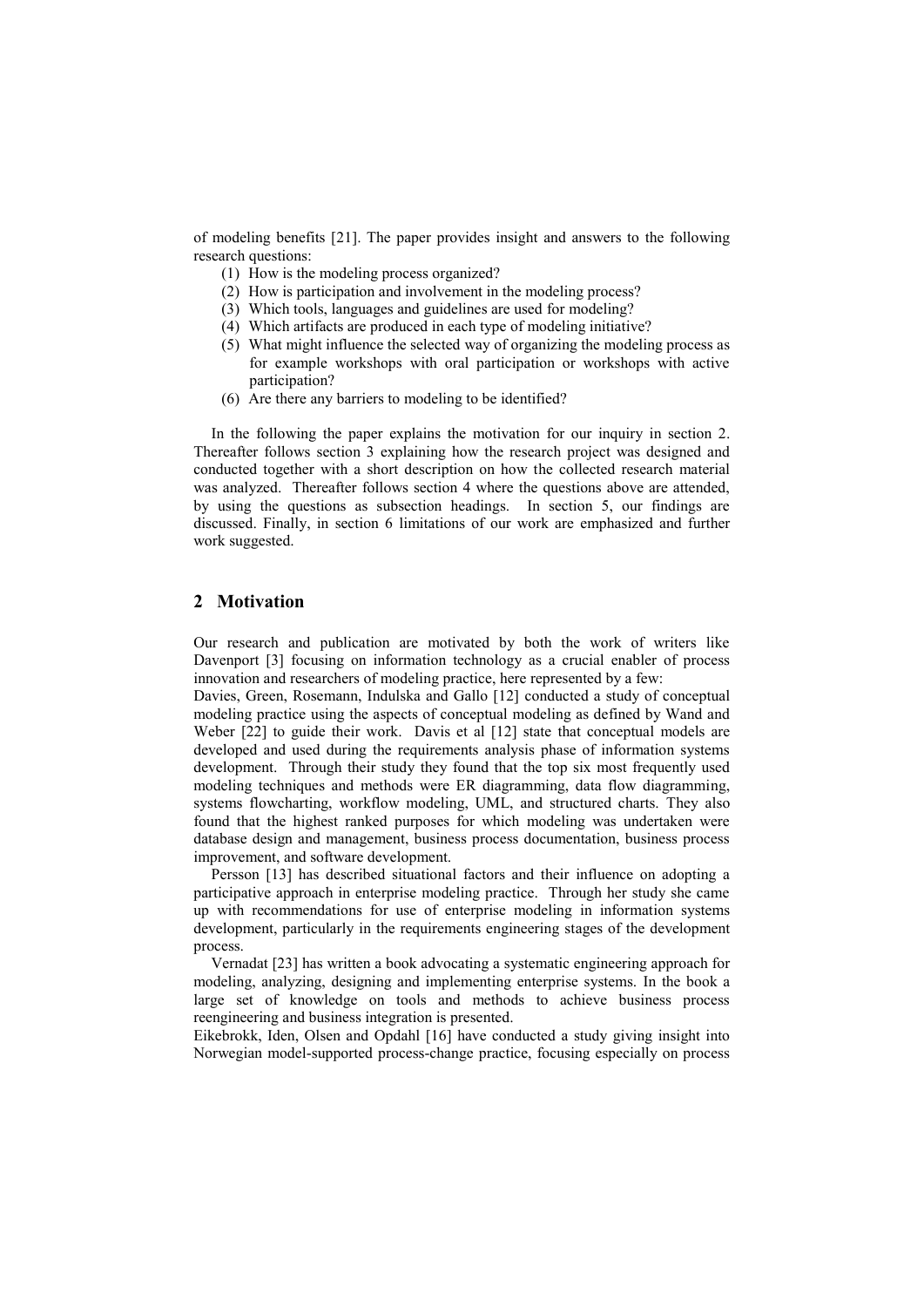of modeling benefits [21]. The paper provides insight and answers to the following research questions:

(1) How is the modeling process organized?
(2) How is participation and involvement in the modeling process?
(3) Which tools, languages and guidelines are used for modeling?
(4) Which artifacts are produced in each type of modeling initiative?
(5) What might influence the selected way of organizing the modeling process as for example workshops with oral participation or workshops with active participation?
(6) Are there any barriers to modeling to be identified?

In the following the paper explains the motivation for our inquiry in section 2. Thereafter follows section 3 explaining how the research project was designed and conducted together with a short description on how the collected research material was analyzed. Thereafter follows section 4 where the questions above are attended, by using the questions as subsection headings. In section 5, our findings are discussed. Finally, in section 6 limitations of our work are emphasized and further work suggested.

## 2 Motivation

Our research and publication are motivated by both the work of writers like Davenport [3] focusing on information technology as a crucial enabler of process innovation and researchers of modeling practice, here represented by a few:

Davies, Green, Rosemann, Indulska and Gallo [12] conducted a study of conceptual modeling practice using the aspects of conceptual modeling as defined by Wand and Weber [22] to guide their work. Davis et al [12] state that conceptual models are developed and used during the requirements analysis phase of information systems development. Through their study they found that the top six most frequently used modeling techniques and methods were ER diagramming, data flow diagramming, systems flowcharting, workflow modeling, UML, and structured charts. They also found that the highest ranked purposes for which modeling was undertaken were database design and management, business process documentation, business process improvement, and software development.

Persson [13] has described situational factors and their influence on adopting a participative approach in enterprise modeling practice. Through her study she came up with recommendations for use of enterprise modeling in information systems development, particularly in the requirements engineering stages of the development process.

Vernadat [23] has written a book advocating a systematic engineering approach for modeling, analyzing, designing and implementing enterprise systems. In the book a large set of knowledge on tools and methods to achieve business process reengineering and business integration is presented.

Eikebrokk, Iden, Olsen and Opdahl [16] have conducted a study giving insight into Norwegian model-supported process-change practice, focusing especially on process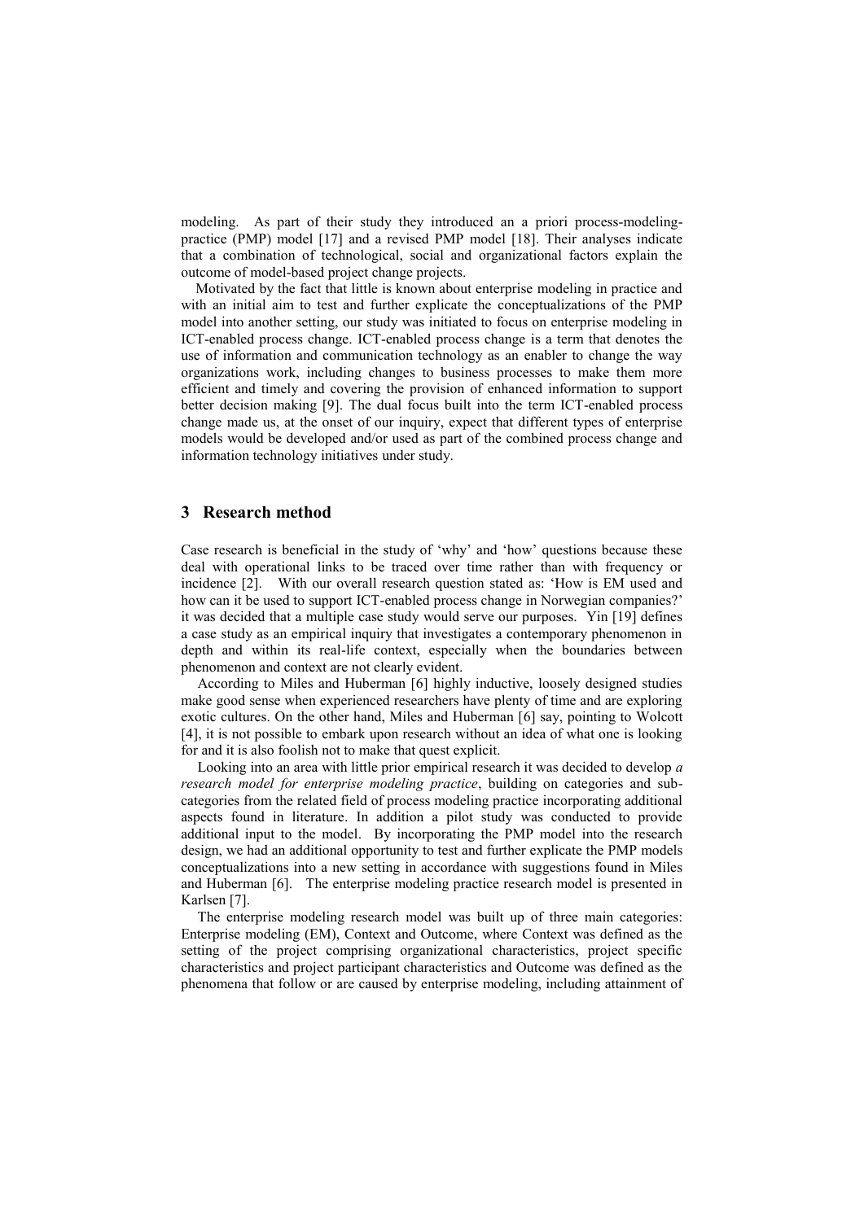modeling. As part of their study they introduced an a priori process-modeling-practice (PMP) model [17] and a revised PMP model [18]. Their analyses indicate that a combination of technological, social and organizational factors explain the outcome of model-based project change projects.

Motivated by the fact that little is known about enterprise modeling in practice and with an initial aim to test and further explicate the conceptualizations of the PMP model into another setting, our study was initiated to focus on enterprise modeling in ICT-enabled process change. ICT-enabled process change is a term that denotes the use of information and communication technology as an enabler to change the way organizations work, including changes to business processes to make them more efficient and timely and covering the provision of enhanced information to support better decision making [9]. The dual focus built into the term ICT-enabled process change made us, at the onset of our inquiry, expect that different types of enterprise models would be developed and/or used as part of the combined process change and information technology initiatives under study.

## 3 Research method

Case research is beneficial in the study of 'why' and 'how' questions because these deal with operational links to be traced over time rather than with frequency or incidence [2]. With our overall research question stated as: 'How is EM used and how can it be used to support ICT-enabled process change in Norwegian companies?' it was decided that a multiple case study would serve our purposes. Yin [19] defines a case study as an empirical inquiry that investigates a contemporary phenomenon in depth and within its real-life context, especially when the boundaries between phenomenon and context are not clearly evident.

According to Miles and Huberman [6] highly inductive, loosely designed studies make good sense when experienced researchers have plenty of time and are exploring exotic cultures. On the other hand, Miles and Huberman [6] say, pointing to Wolcott [4], it is not possible to embark upon research without an idea of what one is looking for and it is also foolish not to make that quest explicit.

Looking into an area with little prior empirical research it was decided to develop *a research model for enterprise modeling practice*, building on categories and sub-categories from the related field of process modeling practice incorporating additional aspects found in literature. In addition a pilot study was conducted to provide additional input to the model. By incorporating the PMP model into the research design, we had an additional opportunity to test and further explicate the PMP models conceptualizations into a new setting in accordance with suggestions found in Miles and Huberman [6]. The enterprise modeling practice research model is presented in Karlsen [7].

The enterprise modeling research model was built up of three main categories: Enterprise modeling (EM), Context and Outcome, where Context was defined as the setting of the project comprising organizational characteristics, project specific characteristics and project participant characteristics and Outcome was defined as the phenomena that follow or are caused by enterprise modeling, including attainment of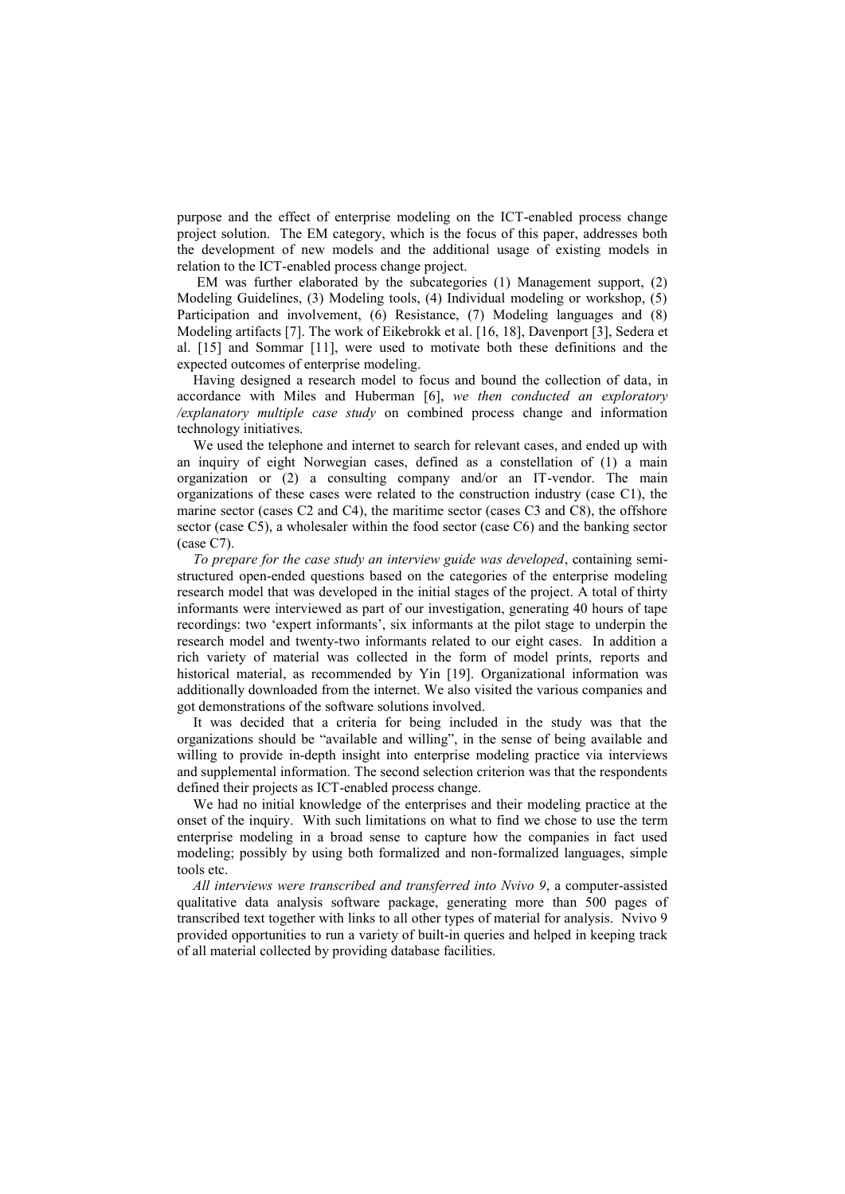purpose and the effect of enterprise modeling on the ICT-enabled process change project solution. The EM category, which is the focus of this paper, addresses both the development of new models and the additional usage of existing models in relation to the ICT-enabled process change project.

EM was further elaborated by the subcategories (1) Management support, (2) Modeling Guidelines, (3) Modeling tools, (4) Individual modeling or workshop, (5) Participation and involvement, (6) Resistance, (7) Modeling languages and (8) Modeling artifacts [7]. The work of Eikebrokk et al. [16, 18], Davenport [3], Sedera et al. [15] and Sommar [11], were used to motivate both these definitions and the expected outcomes of enterprise modeling.

Having designed a research model to focus and bound the collection of data, in accordance with Miles and Huberman [6], *we then conducted an exploratory /explanatory multiple case study* on combined process change and information technology initiatives.

We used the telephone and internet to search for relevant cases, and ended up with an inquiry of eight Norwegian cases, defined as a constellation of (1) a main organization or (2) a consulting company and/or an IT-vendor. The main organizations of these cases were related to the construction industry (case C1), the marine sector (cases C2 and C4), the maritime sector (cases C3 and C8), the offshore sector (case C5), a wholesaler within the food sector (case C6) and the banking sector (case C7).

*To prepare for the case study an interview guide was developed*, containing semi-structured open-ended questions based on the categories of the enterprise modeling research model that was developed in the initial stages of the project. A total of thirty informants were interviewed as part of our investigation, generating 40 hours of tape recordings: two 'expert informants', six informants at the pilot stage to underpin the research model and twenty-two informants related to our eight cases. In addition a rich variety of material was collected in the form of model prints, reports and historical material, as recommended by Yin [19]. Organizational information was additionally downloaded from the internet. We also visited the various companies and got demonstrations of the software solutions involved.

It was decided that a criteria for being included in the study was that the organizations should be "available and willing", in the sense of being available and willing to provide in-depth insight into enterprise modeling practice via interviews and supplemental information. The second selection criterion was that the respondents defined their projects as ICT-enabled process change.

We had no initial knowledge of the enterprises and their modeling practice at the onset of the inquiry. With such limitations on what to find we chose to use the term enterprise modeling in a broad sense to capture how the companies in fact used modeling; possibly by using both formalized and non-formalized languages, simple tools etc.

*All interviews were transcribed and transferred into Nvivo 9*, a computer-assisted qualitative data analysis software package, generating more than 500 pages of transcribed text together with links to all other types of material for analysis. Nvivo 9 provided opportunities to run a variety of built-in queries and helped in keeping track of all material collected by providing database facilities.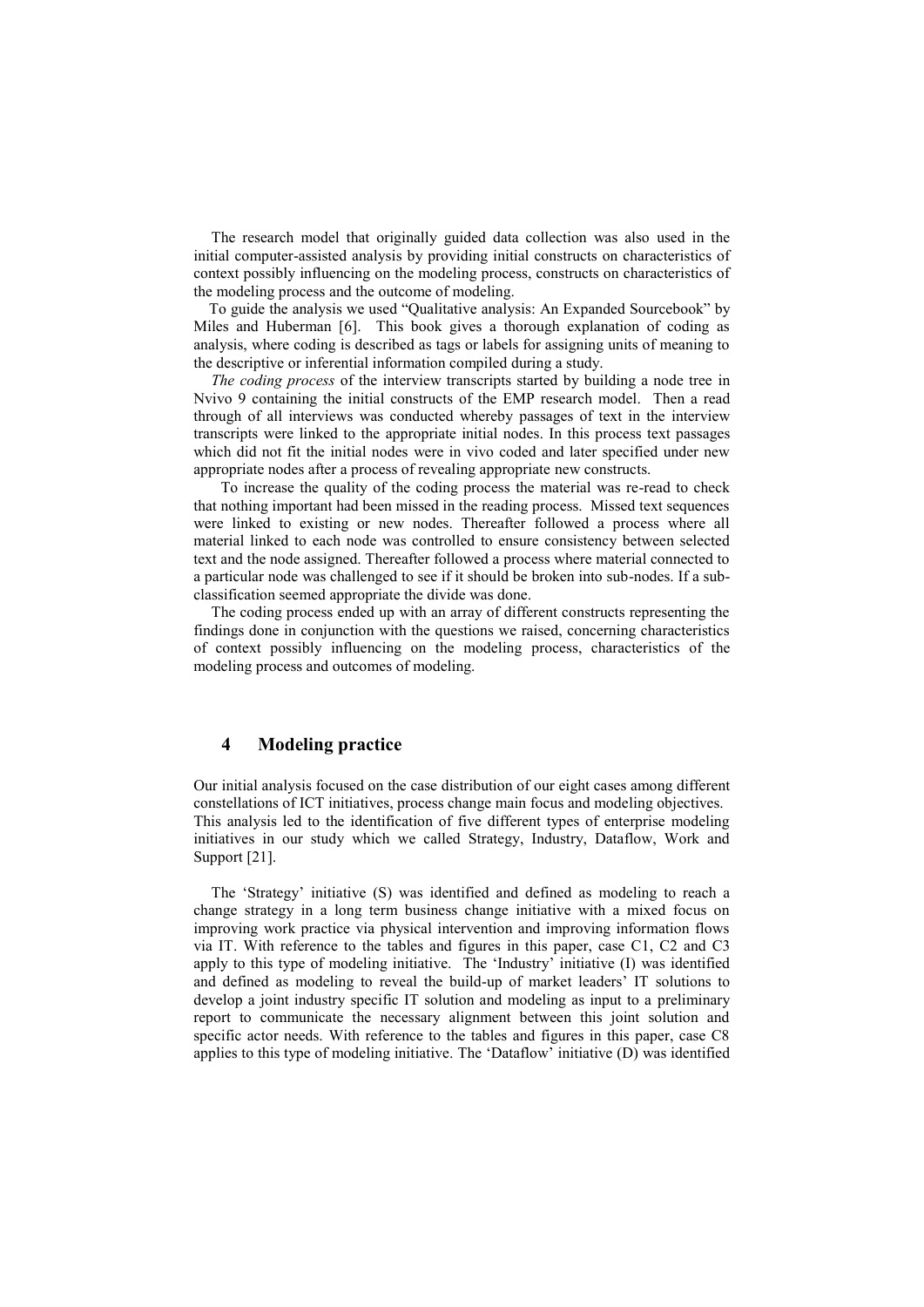The research model that originally guided data collection was also used in the initial computer-assisted analysis by providing initial constructs on characteristics of context possibly influencing on the modeling process, constructs on characteristics of the modeling process and the outcome of modeling.

To guide the analysis we used "Qualitative analysis: An Expanded Sourcebook" by Miles and Huberman [6]. This book gives a thorough explanation of coding as analysis, where coding is described as tags or labels for assigning units of meaning to the descriptive or inferential information compiled during a study.

*The coding process* of the interview transcripts started by building a node tree in Nvivo 9 containing the initial constructs of the EMP research model. Then a read through of all interviews was conducted whereby passages of text in the interview transcripts were linked to the appropriate initial nodes. In this process text passages which did not fit the initial nodes were in vivo coded and later specified under new appropriate nodes after a process of revealing appropriate new constructs.

To increase the quality of the coding process the material was re-read to check that nothing important had been missed in the reading process. Missed text sequences were linked to existing or new nodes. Thereafter followed a process where all material linked to each node was controlled to ensure consistency between selected text and the node assigned. Thereafter followed a process where material connected to a particular node was challenged to see if it should be broken into sub-nodes. If a sub-classification seemed appropriate the divide was done.

The coding process ended up with an array of different constructs representing the findings done in conjunction with the questions we raised, concerning characteristics of context possibly influencing on the modeling process, characteristics of the modeling process and outcomes of modeling.

## 4 Modeling practice

Our initial analysis focused on the case distribution of our eight cases among different constellations of ICT initiatives, process change main focus and modeling objectives. This analysis led to the identification of five different types of enterprise modeling initiatives in our study which we called Strategy, Industry, Dataflow, Work and Support [21].

The 'Strategy' initiative (S) was identified and defined as modeling to reach a change strategy in a long term business change initiative with a mixed focus on improving work practice via physical intervention and improving information flows via IT. With reference to the tables and figures in this paper, case C1, C2 and C3 apply to this type of modeling initiative. The 'Industry' initiative (I) was identified and defined as modeling to reveal the build-up of market leaders' IT solutions to develop a joint industry specific IT solution and modeling as input to a preliminary report to communicate the necessary alignment between this joint solution and specific actor needs. With reference to the tables and figures in this paper, case C8 applies to this type of modeling initiative. The 'Dataflow' initiative (D) was identified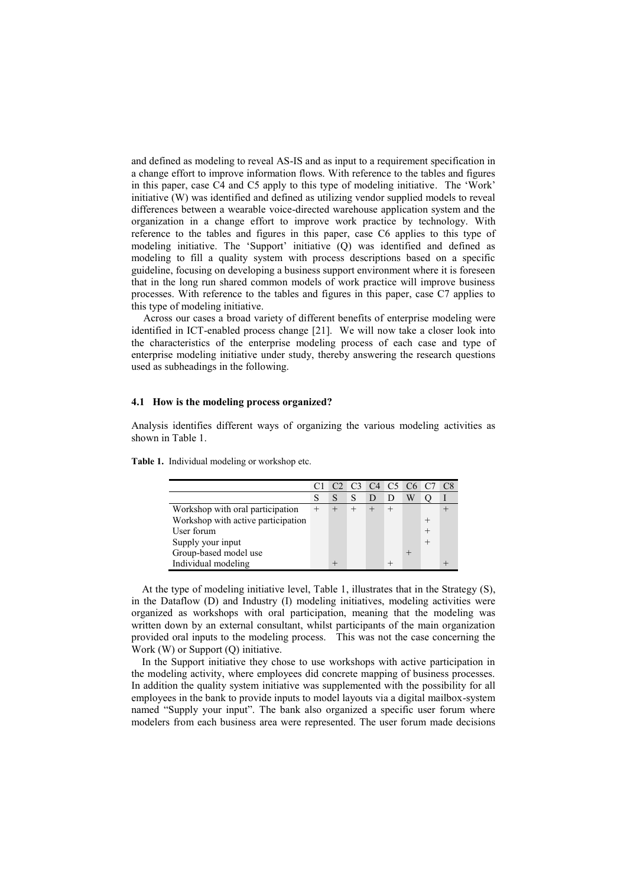and defined as modeling to reveal AS-IS and as input to a requirement specification in a change effort to improve information flows. With reference to the tables and figures in this paper, case C4 and C5 apply to this type of modeling initiative. The 'Work' initiative (W) was identified and defined as utilizing vendor supplied models to reveal differences between a wearable voice-directed warehouse application system and the organization in a change effort to improve work practice by technology. With reference to the tables and figures in this paper, case C6 applies to this type of modeling initiative. The 'Support' initiative (Q) was identified and defined as modeling to fill a quality system with process descriptions based on a specific guideline, focusing on developing a business support environment where it is foreseen that in the long run shared common models of work practice will improve business processes. With reference to the tables and figures in this paper, case C7 applies to this type of modeling initiative.

Across our cases a broad variety of different benefits of enterprise modeling were identified in ICT-enabled process change [21]. We will now take a closer look into the characteristics of the enterprise modeling process of each case and type of enterprise modeling initiative under study, thereby answering the research questions used as subheadings in the following.

### 4.1 How is the modeling process organized?

Analysis identifies different ways of organizing the various modeling activities as shown in Table 1.

**Table 1.** Individual modeling or workshop etc.

| | C1 | C2 | C3 | C4 | C5 | C6 | C7 | C8 |
|---|---|---|---|---|---|---|---|---|
| | S | S | S | D | D | W | Q | I |
| Workshop with oral participation | + | + | + | + | + | | | + |
| Workshop with active participation | | | | | | | + | |
| User forum | | | | | | | + | |
| Supply your input | | | | | | | + | |
| Group-based model use | | | | | | + | | |
| Individual modeling | | + | | | + | | | + |

At the type of modeling initiative level, Table 1, illustrates that in the Strategy (S), in the Dataflow (D) and Industry (I) modeling initiatives, modeling activities were organized as workshops with oral participation, meaning that the modeling was written down by an external consultant, whilst participants of the main organization provided oral inputs to the modeling process. This was not the case concerning the Work (W) or Support (Q) initiative.

In the Support initiative they chose to use workshops with active participation in the modeling activity, where employees did concrete mapping of business processes. In addition the quality system initiative was supplemented with the possibility for all employees in the bank to provide inputs to model layouts via a digital mailbox-system named "Supply your input". The bank also organized a specific user forum where modelers from each business area were represented. The user forum made decisions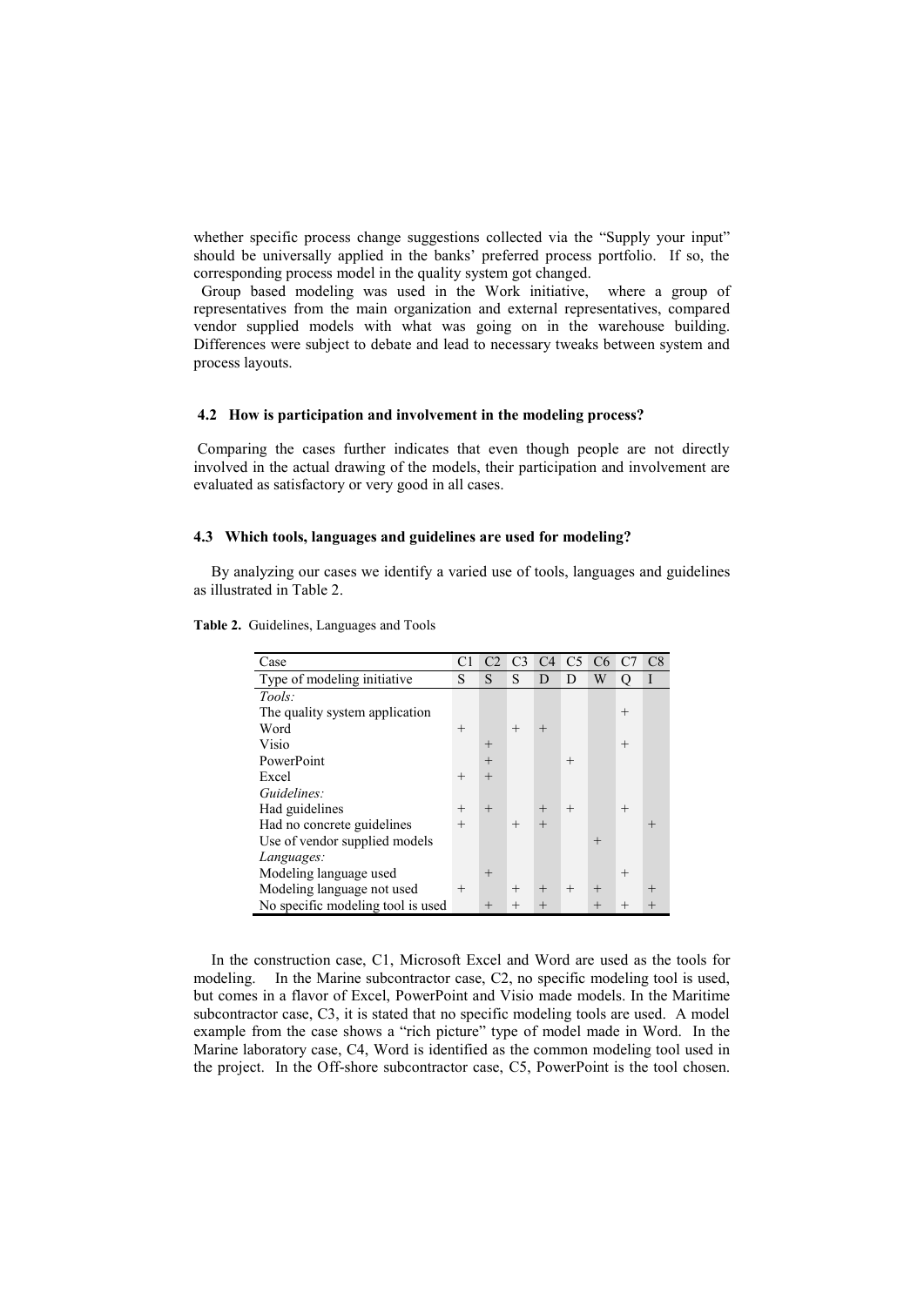whether specific process change suggestions collected via the "Supply your input" should be universally applied in the banks' preferred process portfolio. If so, the corresponding process model in the quality system got changed.

Group based modeling was used in the Work initiative, where a group of representatives from the main organization and external representatives, compared vendor supplied models with what was going on in the warehouse building. Differences were subject to debate and lead to necessary tweaks between system and process layouts.

### 4.2 How is participation and involvement in the modeling process?

Comparing the cases further indicates that even though people are not directly involved in the actual drawing of the models, their participation and involvement are evaluated as satisfactory or very good in all cases.

### 4.3 Which tools, languages and guidelines are used for modeling?

By analyzing our cases we identify a varied use of tools, languages and guidelines as illustrated in Table 2.

**Table 2.** Guidelines, Languages and Tools

| Case | C1 | C2 | C3 | C4 | C5 | C6 | C7 | C8 |
|---|---|---|---|---|---|---|---|---|
| Type of modeling initiative | S | S | S | D | D | W | Q | I |
| *Tools:* | | | | | | | | |
| The quality system application | | | | | | | + | |
| Word | + | | + | + | | | | |
| Visio | | + | | | | | + | |
| PowerPoint | | + | | | + | | | |
| Excel | + | + | | | | | | |
| *Guidelines:* | | | | | | | | |
| Had guidelines | + | + | | + | + | | + | |
| Had no concrete guidelines | + | | + | + | | | | + |
| Use of vendor supplied models | | | | | | + | | |
| *Languages:* | | | | | | | | |
| Modeling language used | | + | | | | | + | |
| Modeling language not used | + | | + | + | + | + | | + |
| No specific modeling tool is used | | + | + | + | | + | + | + |

In the construction case, C1, Microsoft Excel and Word are used as the tools for modeling. In the Marine subcontractor case, C2, no specific modeling tool is used, but comes in a flavor of Excel, PowerPoint and Visio made models. In the Maritime subcontractor case, C3, it is stated that no specific modeling tools are used. A model example from the case shows a "rich picture" type of model made in Word. In the Marine laboratory case, C4, Word is identified as the common modeling tool used in the project. In the Off-shore subcontractor case, C5, PowerPoint is the tool chosen.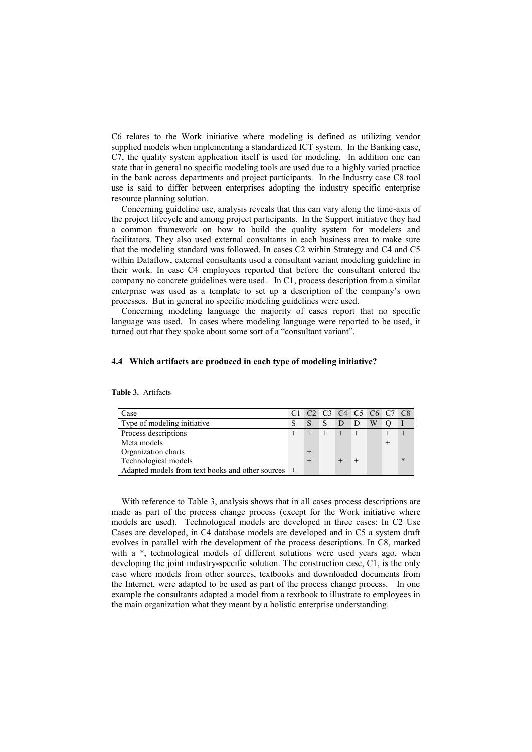C6 relates to the Work initiative where modeling is defined as utilizing vendor supplied models when implementing a standardized ICT system. In the Banking case, C7, the quality system application itself is used for modeling. In addition one can state that in general no specific modeling tools are used due to a highly varied practice in the bank across departments and project participants. In the Industry case C8 tool use is said to differ between enterprises adopting the industry specific enterprise resource planning solution.

Concerning guideline use, analysis reveals that this can vary along the time-axis of the project lifecycle and among project participants. In the Support initiative they had a common framework on how to build the quality system for modelers and facilitators. They also used external consultants in each business area to make sure that the modeling standard was followed. In cases C2 within Strategy and C4 and C5 within Dataflow, external consultants used a consultant variant modeling guideline in their work. In case C4 employees reported that before the consultant entered the company no concrete guidelines were used. In C1, process description from a similar enterprise was used as a template to set up a description of the company's own processes. But in general no specific modeling guidelines were used.

Concerning modeling language the majority of cases report that no specific language was used. In cases where modeling language were reported to be used, it turned out that they spoke about some sort of a "consultant variant".

### 4.4 Which artifacts are produced in each type of modeling initiative?

**Table 3.** Artifacts

| Case | C1 | C2 | C3 | C4 | C5 | C6 | C7 | C8 |
|---|---|---|---|---|---|---|---|---|
| Type of modeling initiative | S | S | S | D | D | W | Q | I |
| Process descriptions | + | + | + | + | + | | + | + |
| Meta models | | | | | | | + | |
| Organization charts | | + | | | | | | |
| Technological models | | + | | + | + | | | * |
| Adapted models from text books and other sources | + | | | | | | | |

With reference to Table 3, analysis shows that in all cases process descriptions are made as part of the process change process (except for the Work initiative where models are used). Technological models are developed in three cases: In C2 Use Cases are developed, in C4 database models are developed and in C5 a system draft evolves in parallel with the development of the process descriptions. In C8, marked with a *, technological models of different solutions were used years ago, when developing the joint industry-specific solution. The construction case, C1, is the only case where models from other sources, textbooks and downloaded documents from the Internet, were adapted to be used as part of the process change process. In one example the consultants adapted a model from a textbook to illustrate to employees in the main organization what they meant by a holistic enterprise understanding.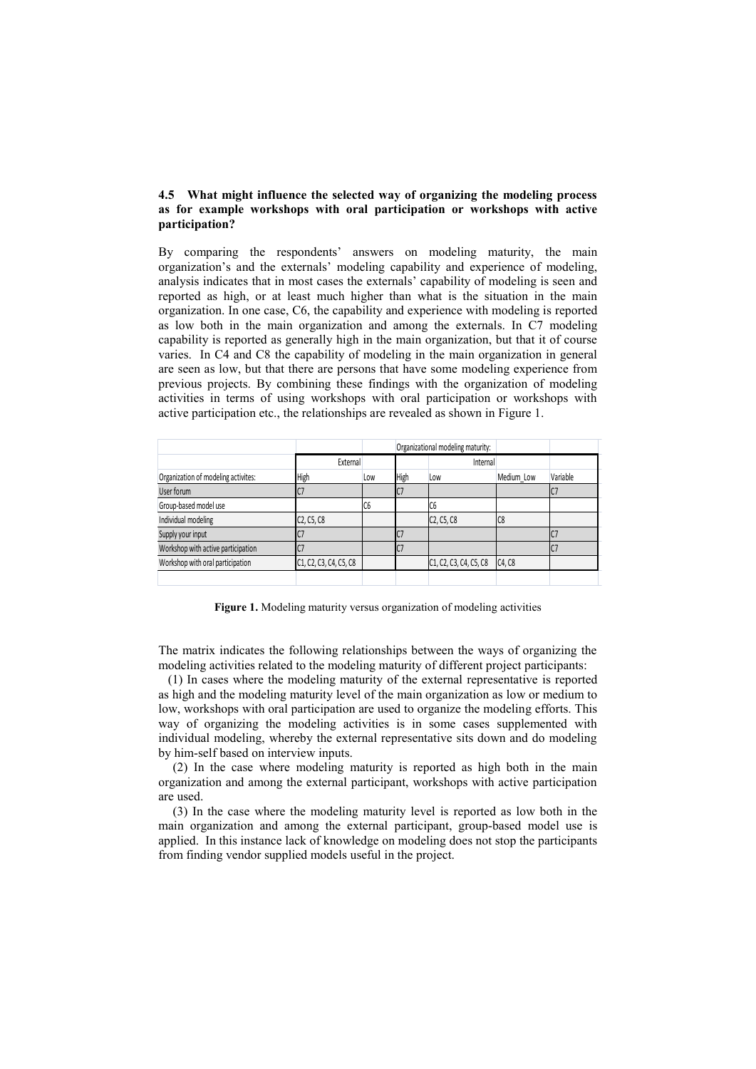### 4.5 What might influence the selected way of organizing the modeling process as for example workshops with oral participation or workshops with active participation?

By comparing the respondents' answers on modeling maturity, the main organization's and the externals' modeling capability and experience of modeling, analysis indicates that in most cases the externals' capability of modeling is seen and reported as high, or at least much higher than what is the situation in the main organization. In one case, C6, the capability and experience with modeling is reported as low both in the main organization and among the externals. In C7 modeling capability is reported as generally high in the main organization, but that it of course varies. In C4 and C8 the capability of modeling in the main organization in general are seen as low, but that there are persons that have some modeling experience from previous projects. By combining these findings with the organization of modeling activities in terms of using workshops with oral participation or workshops with active participation etc., the relationships are revealed as shown in Figure 1.

| | Organizational modeling maturity: | | | | | |
|---|---|---|---|---|---|---|
| | External | | Internal | | | |
| Organization of modeling activites: | High | Low | High | Low | Medium_Low | Variable |
| User forum | C7 | | C7 | | | C7 |
| Group-based model use | | C6 | | C6 | | |
| Individual modeling | C2, C5, C8 | | | C2, C5, C8 | C8 | |
| Supply your input | C7 | | C7 | | | C7 |
| Workshop with active participation | C7 | | C7 | | | C7 |
| Workshop with oral participation | C1, C2, C3, C4, C5, C8 | | | C1, C2, C3, C4, C5, C8 | C4, C8 | |

**Figure 1.** Modeling maturity versus organization of modeling activities

The matrix indicates the following relationships between the ways of organizing the modeling activities related to the modeling maturity of different project participants:

(1) In cases where the modeling maturity of the external representative is reported as high and the modeling maturity level of the main organization as low or medium to low, workshops with oral participation are used to organize the modeling efforts. This way of organizing the modeling activities is in some cases supplemented with individual modeling, whereby the external representative sits down and do modeling by him-self based on interview inputs.

(2) In the case where modeling maturity is reported as high both in the main organization and among the external participant, workshops with active participation are used.

(3) In the case where the modeling maturity level is reported as low both in the main organization and among the external participant, group-based model use is applied. In this instance lack of knowledge on modeling does not stop the participants from finding vendor supplied models useful in the project.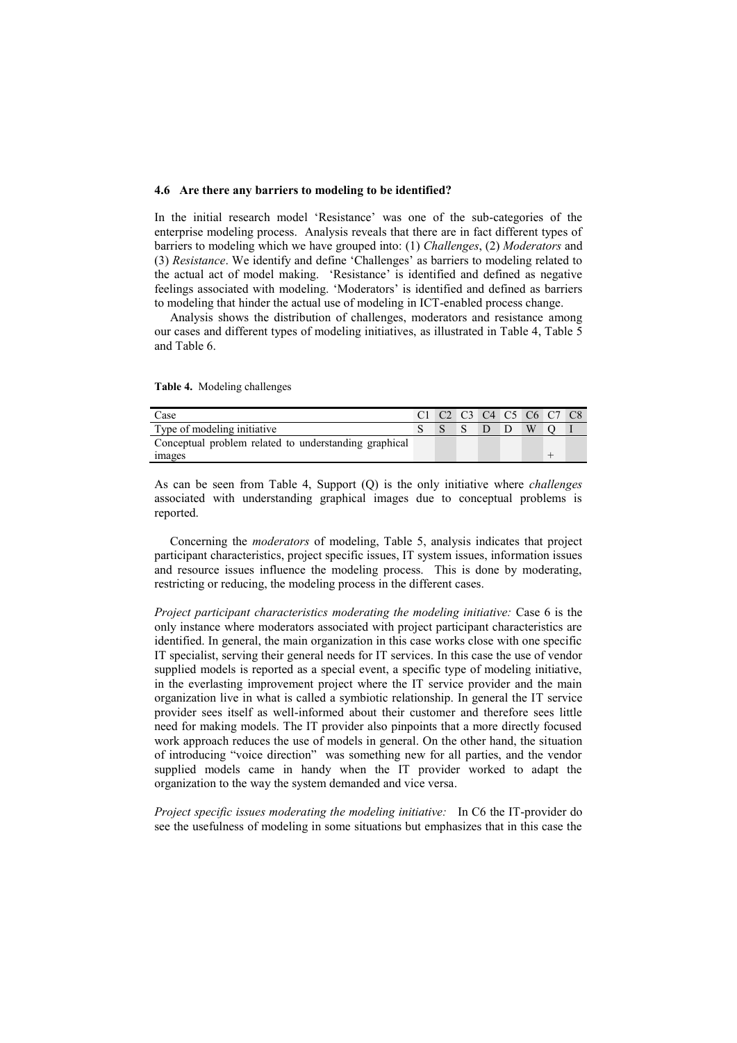### 4.6 Are there any barriers to modeling to be identified?

In the initial research model 'Resistance' was one of the sub-categories of the enterprise modeling process. Analysis reveals that there are in fact different types of barriers to modeling which we have grouped into: (1) *Challenges*, (2) *Moderators* and (3) *Resistance*. We identify and define 'Challenges' as barriers to modeling related to the actual act of model making. 'Resistance' is identified and defined as negative feelings associated with modeling. 'Moderators' is identified and defined as barriers to modeling that hinder the actual use of modeling in ICT-enabled process change.

Analysis shows the distribution of challenges, moderators and resistance among our cases and different types of modeling initiatives, as illustrated in Table 4, Table 5 and Table 6.

**Table 4.** Modeling challenges

| Case | C1 | C2 | C3 | C4 | C5 | C6 | C7 | C8 |
|---|---|---|---|---|---|---|---|---|
| Type of modeling initiative | S | S | S | D | D | W | Q | I |
| Conceptual problem related to understanding graphical images | | | | | | | + | |

As can be seen from Table 4, Support (Q) is the only initiative where *challenges* associated with understanding graphical images due to conceptual problems is reported.

Concerning the *moderators* of modeling, Table 5, analysis indicates that project participant characteristics, project specific issues, IT system issues, information issues and resource issues influence the modeling process. This is done by moderating, restricting or reducing, the modeling process in the different cases.

*Project participant characteristics moderating the modeling initiative:* Case 6 is the only instance where moderators associated with project participant characteristics are identified. In general, the main organization in this case works close with one specific IT specialist, serving their general needs for IT services. In this case the use of vendor supplied models is reported as a special event, a specific type of modeling initiative, in the everlasting improvement project where the IT service provider and the main organization live in what is called a symbiotic relationship. In general the IT service provider sees itself as well-informed about their customer and therefore sees little need for making models. The IT provider also pinpoints that a more directly focused work approach reduces the use of models in general. On the other hand, the situation of introducing "voice direction" was something new for all parties, and the vendor supplied models came in handy when the IT provider worked to adapt the organization to the way the system demanded and vice versa.

*Project specific issues moderating the modeling initiative:* In C6 the IT-provider do see the usefulness of modeling in some situations but emphasizes that in this case the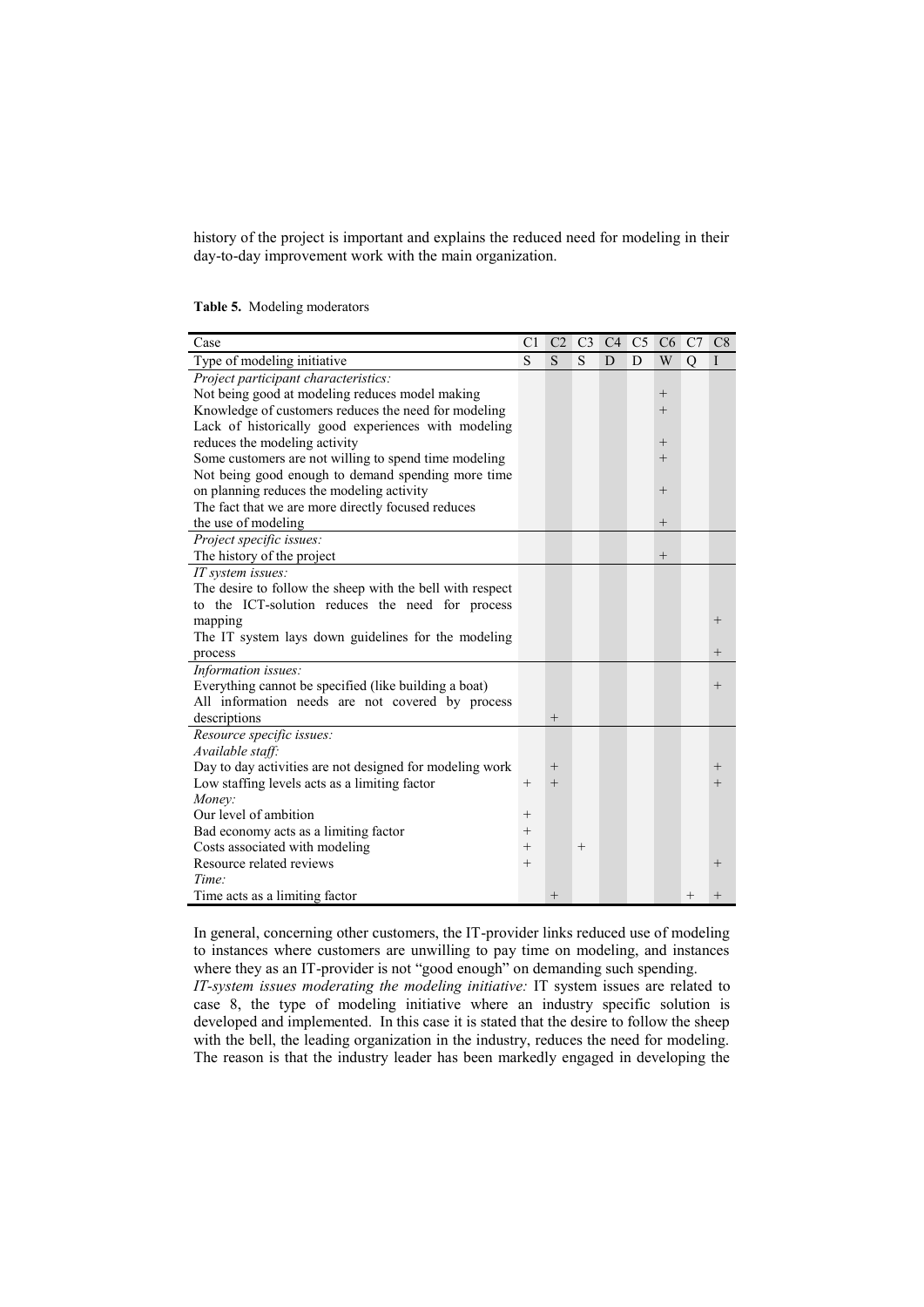history of the project is important and explains the reduced need for modeling in their day-to-day improvement work with the main organization.

**Table 5.** Modeling moderators

| Case | C1 | C2 | C3 | C4 | C5 | C6 | C7 | C8 |
|---|---|---|---|---|---|---|---|---|
| Type of modeling initiative | S | S | S | D | D | W | Q | I |
| *Project participant characteristics:* | | | | | | | | |
| Not being good at modeling reduces model making | | | | | | + | | |
| Knowledge of customers reduces the need for modeling | | | | | | + | | |
| Lack of historically good experiences with modeling reduces the modeling activity | | | | | | + | | |
| Some customers are not willing to spend time modeling | | | | | | + | | |
| Not being good enough to demand spending more time on planning reduces the modeling activity | | | | | | + | | |
| The fact that we are more directly focused reduces the use of modeling | | | | | | + | | |
| *Project specific issues:* | | | | | | | | |
| The history of the project | | | | | | + | | |
| *IT system issues:* | | | | | | | | |
| The desire to follow the sheep with the bell with respect to the ICT-solution reduces the need for process mapping | | | | | | | | + |
| The IT system lays down guidelines for the modeling process | | | | | | | | + |
| *Information issues:* | | | | | | | | |
| Everything cannot be specified (like building a boat) | | | | | | | | + |
| All information needs are not covered by process descriptions | | + | | | | | | |
| *Resource specific issues:* | | | | | | | | |
| *Available staff:* | | | | | | | | |
| Day to day activities are not designed for modeling work | | + | | | | | | + |
| Low staffing levels acts as a limiting factor | + | + | | | | | | + |
| *Money:* | | | | | | | | |
| Our level of ambition | + | | | | | | | |
| Bad economy acts as a limiting factor | + | | | | | | | |
| Costs associated with modeling | + | | + | | | | | |
| Resource related reviews | + | | | | | | | + |
| *Time:* | | | | | | | | |
| Time acts as a limiting factor | | + | | | | | + | + |

In general, concerning other customers, the IT-provider links reduced use of modeling to instances where customers are unwilling to pay time on modeling, and instances where they as an IT-provider is not "good enough" on demanding such spending.

*IT-system issues moderating the modeling initiative:* IT system issues are related to case 8, the type of modeling initiative where an industry specific solution is developed and implemented. In this case it is stated that the desire to follow the sheep with the bell, the leading organization in the industry, reduces the need for modeling. The reason is that the industry leader has been markedly engaged in developing the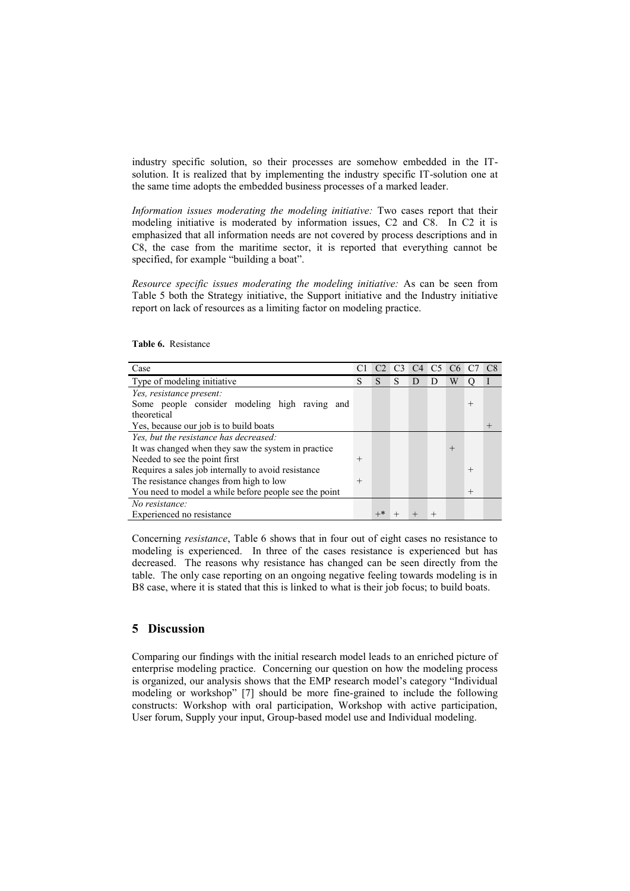industry specific solution, so their processes are somehow embedded in the IT-solution. It is realized that by implementing the industry specific IT-solution one at the same time adopts the embedded business processes of a marked leader.

*Information issues moderating the modeling initiative:* Two cases report that their modeling initiative is moderated by information issues, C2 and C8. In C2 it is emphasized that all information needs are not covered by process descriptions and in C8, the case from the maritime sector, it is reported that everything cannot be specified, for example "building a boat".

*Resource specific issues moderating the modeling initiative:* As can be seen from Table 5 both the Strategy initiative, the Support initiative and the Industry initiative report on lack of resources as a limiting factor on modeling practice.

**Table 6.** Resistance

| Case | C1 | C2 | C3 | C4 | C5 | C6 | C7 | C8 |
|---|---|---|---|---|---|---|---|---|
| Type of modeling initiative | S | S | S | D | D | W | Q | I |
| *Yes, resistance present:* | | | | | | | | |
| Some people consider modeling high raving and theoretical | | | | | | | + | |
| Yes, because our job is to build boats | | | | | | | | + |
| *Yes, but the resistance has decreased:* | | | | | | | | |
| It was changed when they saw the system in practice | | | | | | + | | |
| Needed to see the point first | + | | | | | | | |
| Requires a sales job internally to avoid resistance | | | | | | | + | |
| The resistance changes from high to low | + | | | | | | | |
| You need to model a while before people see the point | | | | | | | + | |
| *No resistance:* | | | | | | | | |
| Experienced no resistance | | +* | + | + | + | | | |

Concerning *resistance*, Table 6 shows that in four out of eight cases no resistance to modeling is experienced. In three of the cases resistance is experienced but has decreased. The reasons why resistance has changed can be seen directly from the table. The only case reporting on an ongoing negative feeling towards modeling is in B8 case, where it is stated that this is linked to what is their job focus; to build boats.

## 5 Discussion

Comparing our findings with the initial research model leads to an enriched picture of enterprise modeling practice. Concerning our question on how the modeling process is organized, our analysis shows that the EMP research model's category "Individual modeling or workshop" [7] should be more fine-grained to include the following constructs: Workshop with oral participation, Workshop with active participation, User forum, Supply your input, Group-based model use and Individual modeling.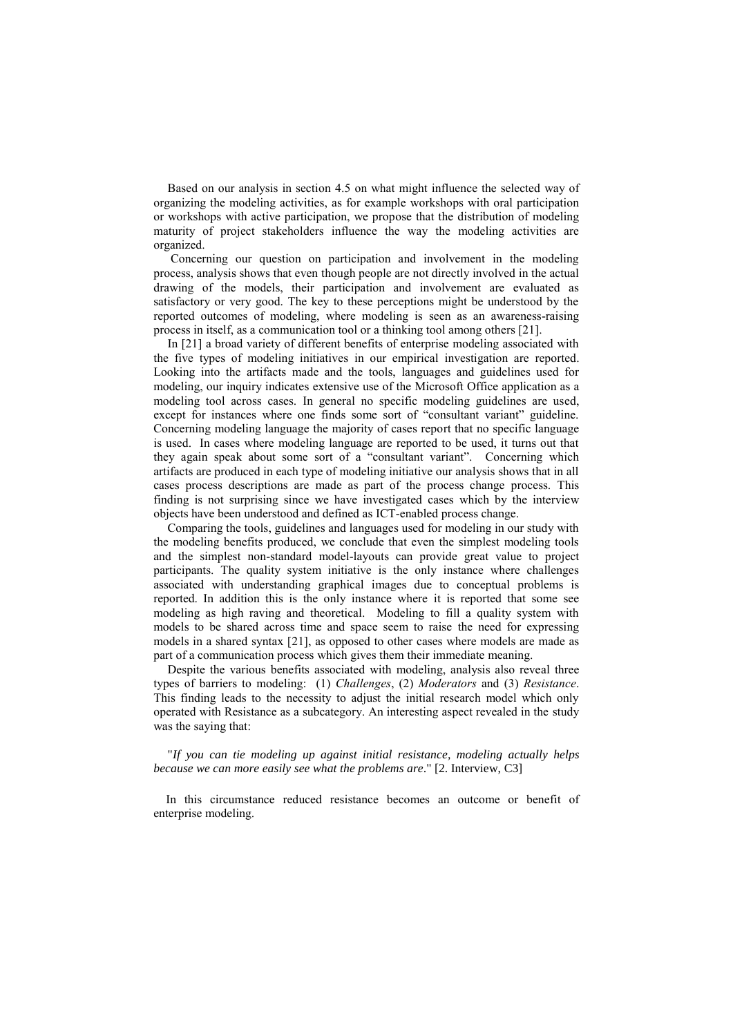Based on our analysis in section 4.5 on what might influence the selected way of organizing the modeling activities, as for example workshops with oral participation or workshops with active participation, we propose that the distribution of modeling maturity of project stakeholders influence the way the modeling activities are organized.

Concerning our question on participation and involvement in the modeling process, analysis shows that even though people are not directly involved in the actual drawing of the models, their participation and involvement are evaluated as satisfactory or very good. The key to these perceptions might be understood by the reported outcomes of modeling, where modeling is seen as an awareness-raising process in itself, as a communication tool or a thinking tool among others [21].

In [21] a broad variety of different benefits of enterprise modeling associated with the five types of modeling initiatives in our empirical investigation are reported. Looking into the artifacts made and the tools, languages and guidelines used for modeling, our inquiry indicates extensive use of the Microsoft Office application as a modeling tool across cases. In general no specific modeling guidelines are used, except for instances where one finds some sort of "consultant variant" guideline. Concerning modeling language the majority of cases report that no specific language is used. In cases where modeling language are reported to be used, it turns out that they again speak about some sort of a "consultant variant". Concerning which artifacts are produced in each type of modeling initiative our analysis shows that in all cases process descriptions are made as part of the process change process. This finding is not surprising since we have investigated cases which by the interview objects have been understood and defined as ICT-enabled process change.

Comparing the tools, guidelines and languages used for modeling in our study with the modeling benefits produced, we conclude that even the simplest modeling tools and the simplest non-standard model-layouts can provide great value to project participants. The quality system initiative is the only instance where challenges associated with understanding graphical images due to conceptual problems is reported. In addition this is the only instance where it is reported that some see modeling as high raving and theoretical. Modeling to fill a quality system with models to be shared across time and space seem to raise the need for expressing models in a shared syntax [21], as opposed to other cases where models are made as part of a communication process which gives them their immediate meaning.

Despite the various benefits associated with modeling, analysis also reveal three types of barriers to modeling: (1) *Challenges*, (2) *Moderators* and (3) *Resistance*. This finding leads to the necessity to adjust the initial research model which only operated with Resistance as a subcategory. An interesting aspect revealed in the study was the saying that:

"*If you can tie modeling up against initial resistance, modeling actually helps because we can more easily see what the problems are*." [2. Interview, C3]

In this circumstance reduced resistance becomes an outcome or benefit of enterprise modeling.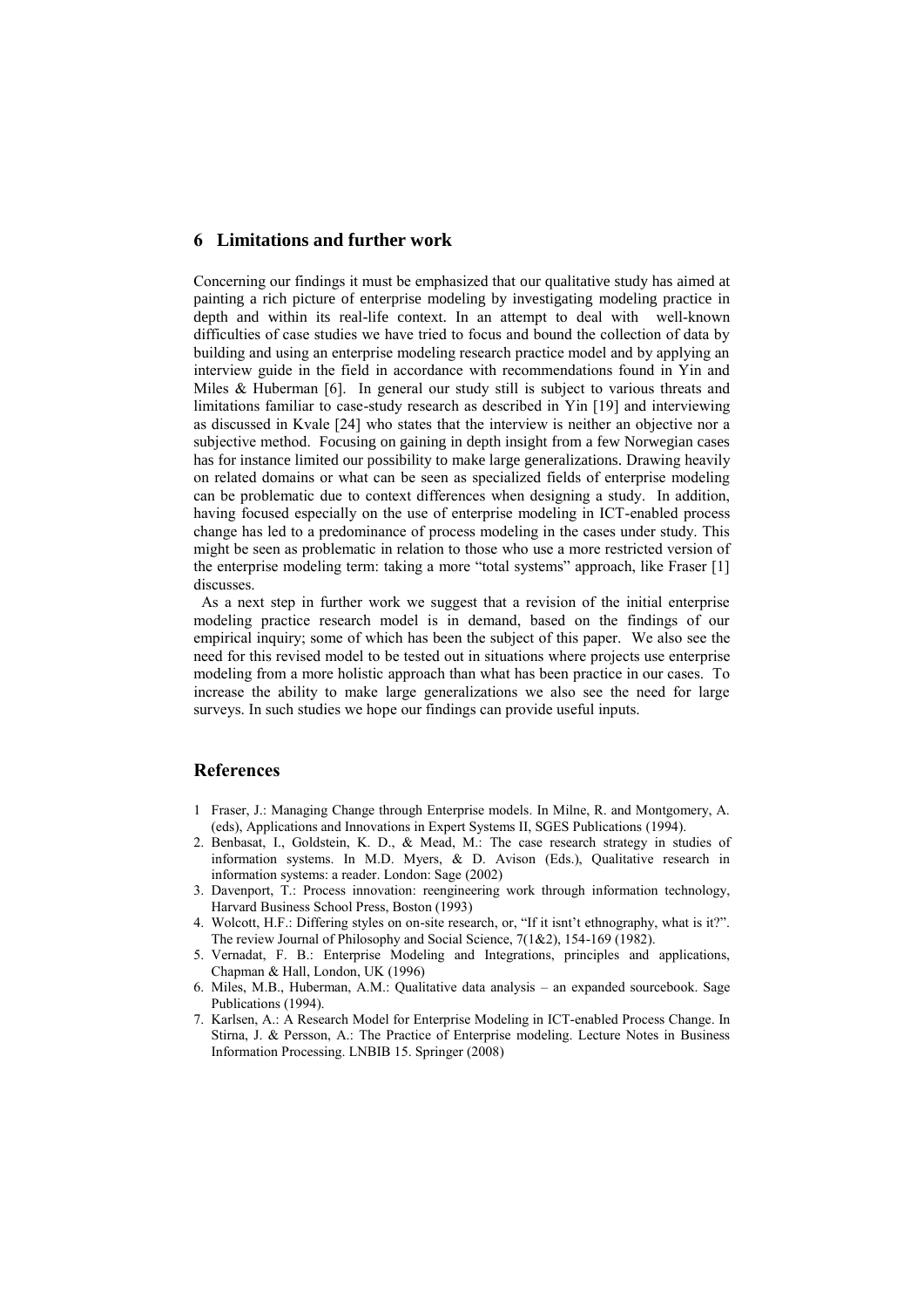## 6 Limitations and further work

Concerning our findings it must be emphasized that our qualitative study has aimed at painting a rich picture of enterprise modeling by investigating modeling practice in depth and within its real-life context. In an attempt to deal with well-known difficulties of case studies we have tried to focus and bound the collection of data by building and using an enterprise modeling research practice model and by applying an interview guide in the field in accordance with recommendations found in Yin and Miles & Huberman [6]. In general our study still is subject to various threats and limitations familiar to case-study research as described in Yin [19] and interviewing as discussed in Kvale [24] who states that the interview is neither an objective nor a subjective method. Focusing on gaining in depth insight from a few Norwegian cases has for instance limited our possibility to make large generalizations. Drawing heavily on related domains or what can be seen as specialized fields of enterprise modeling can be problematic due to context differences when designing a study. In addition, having focused especially on the use of enterprise modeling in ICT-enabled process change has led to a predominance of process modeling in the cases under study. This might be seen as problematic in relation to those who use a more restricted version of the enterprise modeling term: taking a more "total systems" approach, like Fraser [1] discusses.

As a next step in further work we suggest that a revision of the initial enterprise modeling practice research model is in demand, based on the findings of our empirical inquiry; some of which has been the subject of this paper. We also see the need for this revised model to be tested out in situations where projects use enterprise modeling from a more holistic approach than what has been practice in our cases. To increase the ability to make large generalizations we also see the need for large surveys. In such studies we hope our findings can provide useful inputs.

## References

1 Fraser, J.: Managing Change through Enterprise models. In Milne, R. and Montgomery, A. (eds), Applications and Innovations in Expert Systems II, SGES Publications (1994).

2. Benbasat, I., Goldstein, K. D., & Mead, M.: The case research strategy in studies of information systems. In M.D. Myers, & D. Avison (Eds.), Qualitative research in information systems: a reader. London: Sage (2002)

3. Davenport, T.: Process innovation: reengineering work through information technology, Harvard Business School Press, Boston (1993)

4. Wolcott, H.F.: Differing styles on on-site research, or, "If it isn't ethnography, what is it?". The review Journal of Philosophy and Social Science, 7(1&2), 154-169 (1982).

5. Vernadat, F. B.: Enterprise Modeling and Integrations, principles and applications, Chapman & Hall, London, UK (1996)

6. Miles, M.B., Huberman, A.M.: Qualitative data analysis – an expanded sourcebook. Sage Publications (1994).

7. Karlsen, A.: A Research Model for Enterprise Modeling in ICT-enabled Process Change. In Stirna, J. & Persson, A.: The Practice of Enterprise modeling. Lecture Notes in Business Information Processing. LNBIB 15. Springer (2008)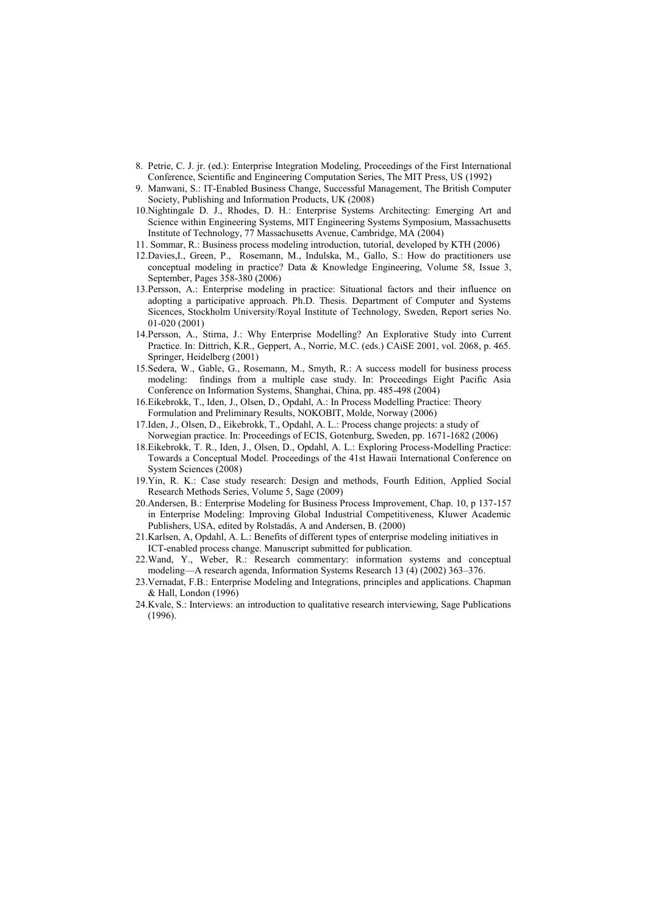8. Petrie, C. J. jr. (ed.): Enterprise Integration Modeling, Proceedings of the First International Conference, Scientific and Engineering Computation Series, The MIT Press, US (1992)
9. Manwani, S.: IT-Enabled Business Change, Successful Management, The British Computer Society, Publishing and Information Products, UK (2008)
10. Nightingale D. J., Rhodes, D. H.: Enterprise Systems Architecting: Emerging Art and Science within Engineering Systems, MIT Engineering Systems Symposium, Massachusetts Institute of Technology, 77 Massachusetts Avenue, Cambridge, MA (2004)
11. Sommar, R.: Business process modeling introduction, tutorial, developed by KTH (2006)
12. Davies, I., Green, P., Rosemann, M., Indulska, M., Gallo, S.: How do practitioners use conceptual modeling in practice? Data & Knowledge Engineering, Volume 58, Issue 3, September, Pages 358-380 (2006)
13. Persson, A.: Enterprise modeling in practice: Situational factors and their influence on adopting a participative approach. Ph.D. Thesis. Department of Computer and Systems Sicences, Stockholm University/Royal Institute of Technology, Sweden, Report series No. 01-020 (2001)
14. Persson, A., Stirna, J.: Why Enterprise Modelling? An Explorative Study into Current Practice. In: Dittrich, K.R., Geppert, A., Norrie, M.C. (eds.) CAiSE 2001, vol. 2068, p. 465. Springer, Heidelberg (2001)
15. Sedera, W., Gable, G., Rosemann, M., Smyth, R.: A success modell for business process modeling: findings from a multiple case study. In: Proceedings Eight Pacific Asia Conference on Information Systems, Shanghai, China, pp. 485-498 (2004)
16. Eikebrokk, T., Iden, J., Olsen, D., Opdahl, A.: In Process Modelling Practice: Theory Formulation and Preliminary Results, NOKOBIT, Molde, Norway (2006)
17. Iden, J., Olsen, D., Eikebrokk, T., Opdahl, A. L.: Process change projects: a study of Norwegian practice. In: Proceedings of ECIS, Gotenburg, Sweden, pp. 1671-1682 (2006)
18. Eikebrokk, T. R., Iden, J., Olsen, D., Opdahl, A. L.: Exploring Process-Modelling Practice: Towards a Conceptual Model. Proceedings of the 41st Hawaii International Conference on System Sciences (2008)
19. Yin, R. K.: Case study research: Design and methods, Fourth Edition, Applied Social Research Methods Series, Volume 5, Sage (2009)
20. Andersen, B.: Enterprise Modeling for Business Process Improvement, Chap. 10, p 137-157 in Enterprise Modeling: Improving Global Industrial Competitiveness, Kluwer Academic Publishers, USA, edited by Rolstadås, A and Andersen, B. (2000)
21. Karlsen, A, Opdahl, A. L.: Benefits of different types of enterprise modeling initiatives in ICT-enabled process change. Manuscript submitted for publication.
22. Wand, Y., Weber, R.: Research commentary: information systems and conceptual modeling—A research agenda, Information Systems Research 13 (4) (2002) 363–376.
23. Vernadat, F.B.: Enterprise Modeling and Integrations, principles and applications. Chapman & Hall, London (1996)
24. Kvale, S.: Interviews: an introduction to qualitative research interviewing, Sage Publications (1996).